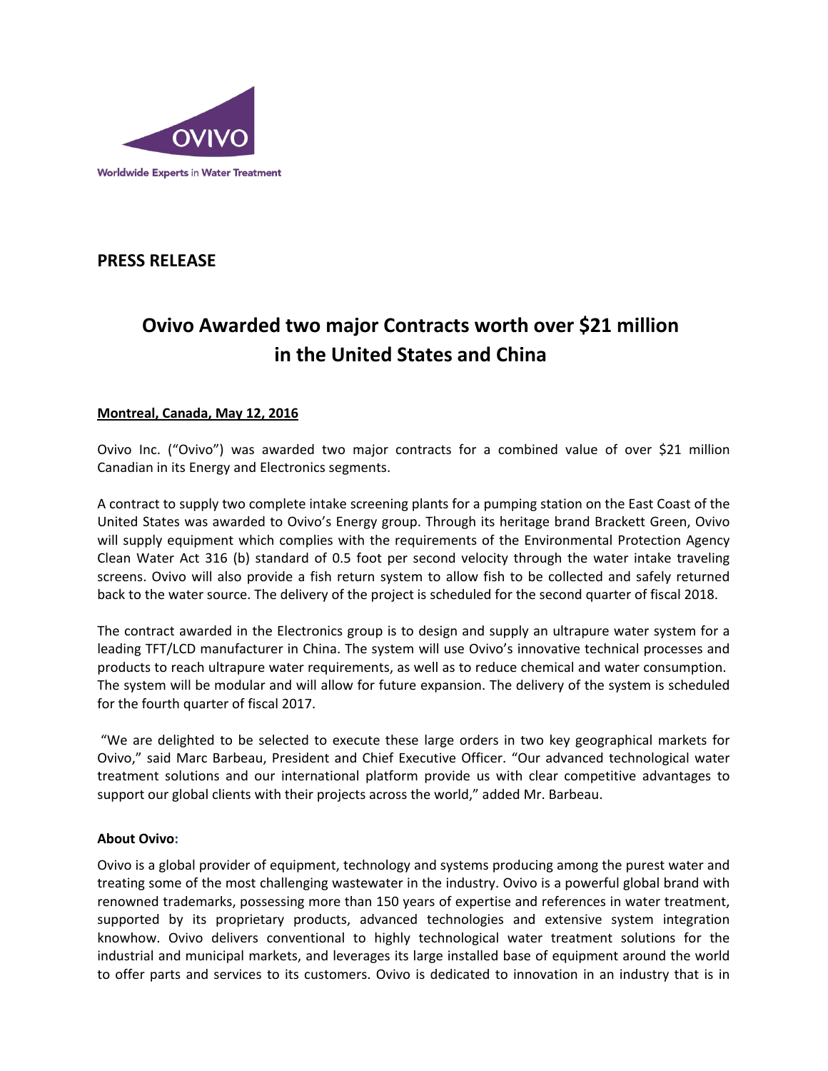OVIVO

Worldwide Experts in Water Treatment

**PRESS RELEASE**

# Ovivo Awarded two major Contracts worth over $21 million in the United States and China

**Montreal, Canada, May 12, 2016**

Ovivo Inc. ("Ovivo") was awarded two major contracts for a combined value of over $21 million Canadian in its Energy and Electronics segments.

A contract to supply two complete intake screening plants for a pumping station on the East Coast of the United States was awarded to Ovivo's Energy group. Through its heritage brand Brackett Green, Ovivo will supply equipment which complies with the requirements of the Environmental Protection Agency Clean Water Act 316 (b) standard of 0.5 foot per second velocity through the water intake traveling screens. Ovivo will also provide a fish return system to allow fish to be collected and safely returned back to the water source. The delivery of the project is scheduled for the second quarter of fiscal 2018.

The contract awarded in the Electronics group is to design and supply an ultrapure water system for a leading TFT/LCD manufacturer in China. The system will use Ovivo's innovative technical processes and products to reach ultrapure water requirements, as well as to reduce chemical and water consumption. The system will be modular and will allow for future expansion. The delivery of the system is scheduled for the fourth quarter of fiscal 2017.

"We are delighted to be selected to execute these large orders in two key geographical markets for Ovivo," said Marc Barbeau, President and Chief Executive Officer. "Our advanced technological water treatment solutions and our international platform provide us with clear competitive advantages to support our global clients with their projects across the world," added Mr. Barbeau.

**About Ovivo:**

Ovivo is a global provider of equipment, technology and systems producing among the purest water and treating some of the most challenging wastewater in the industry. Ovivo is a powerful global brand with renowned trademarks, possessing more than 150 years of expertise and references in water treatment, supported by its proprietary products, advanced technologies and extensive system integration knowhow. Ovivo delivers conventional to highly technological water treatment solutions for the industrial and municipal markets, and leverages its large installed base of equipment around the world to offer parts and services to its customers. Ovivo is dedicated to innovation in an industry that is in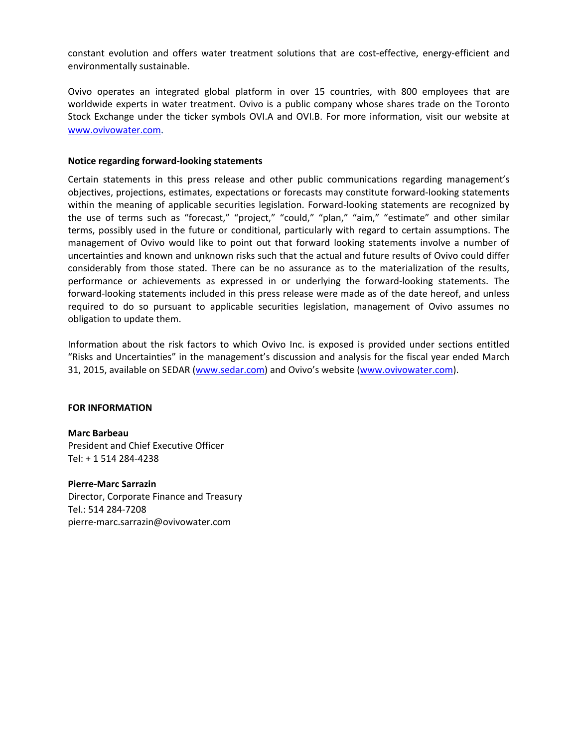constant evolution and offers water treatment solutions that are cost-effective, energy-efficient and environmentally sustainable.

Ovivo operates an integrated global platform in over 15 countries, with 800 employees that are worldwide experts in water treatment. Ovivo is a public company whose shares trade on the Toronto Stock Exchange under the ticker symbols OVI.A and OVI.B. For more information, visit our website at www.ovivowater.com.

**Notice regarding forward-looking statements**

Certain statements in this press release and other public communications regarding management's objectives, projections, estimates, expectations or forecasts may constitute forward-looking statements within the meaning of applicable securities legislation. Forward-looking statements are recognized by the use of terms such as "forecast," "project," "could," "plan," "aim," "estimate" and other similar terms, possibly used in the future or conditional, particularly with regard to certain assumptions. The management of Ovivo would like to point out that forward looking statements involve a number of uncertainties and known and unknown risks such that the actual and future results of Ovivo could differ considerably from those stated. There can be no assurance as to the materialization of the results, performance or achievements as expressed in or underlying the forward-looking statements. The forward-looking statements included in this press release were made as of the date hereof, and unless required to do so pursuant to applicable securities legislation, management of Ovivo assumes no obligation to update them.

Information about the risk factors to which Ovivo Inc. is exposed is provided under sections entitled "Risks and Uncertainties" in the management's discussion and analysis for the fiscal year ended March 31, 2015, available on SEDAR (www.sedar.com) and Ovivo's website (www.ovivowater.com).

**FOR INFORMATION**

**Marc Barbeau**
President and Chief Executive Officer
Tel: + 1 514 284-4238

**Pierre-Marc Sarrazin**
Director, Corporate Finance and Treasury
Tel.: 514 284-7208
pierre-marc.sarrazin@ovivowater.com